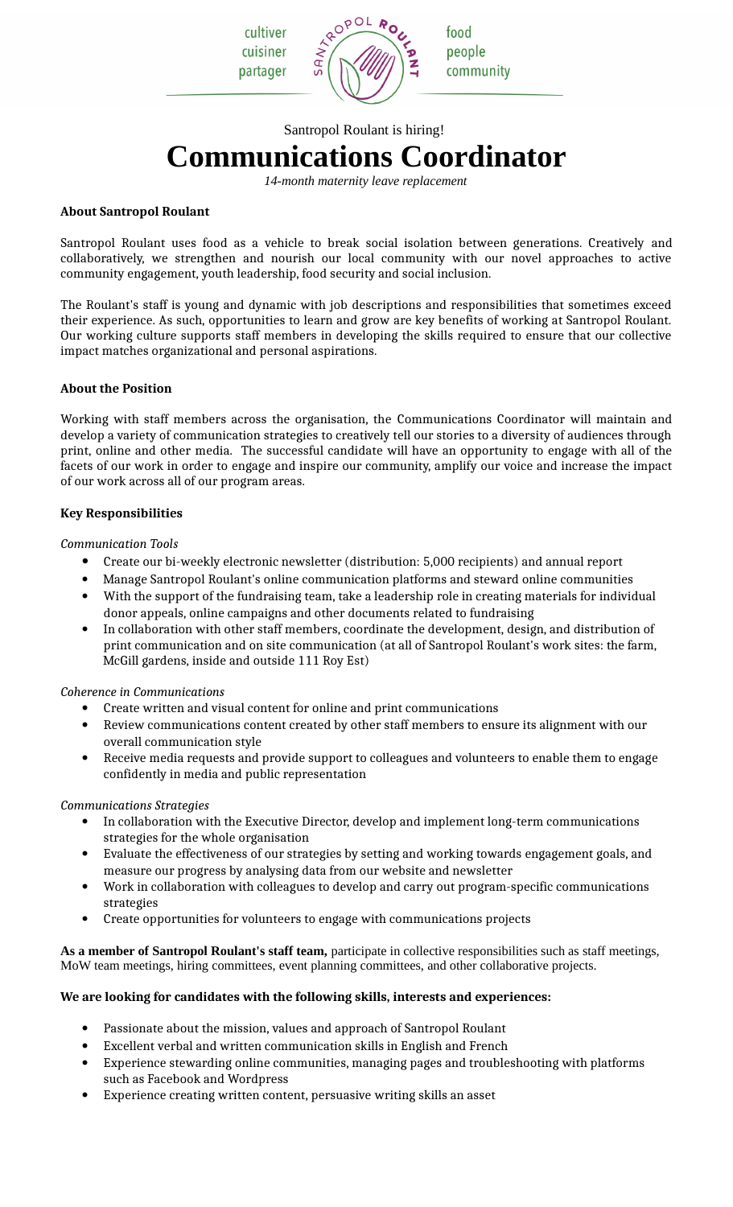cultiver
cuisiner
partager

SANTROPOL ROULANT

food
people
community

Santropol Roulant is hiring!

# Communications Coordinator

*14-month maternity leave replacement*

**About Santropol Roulant**

Santropol Roulant uses food as a vehicle to break social isolation between generations. Creatively and collaboratively, we strengthen and nourish our local community with our novel approaches to active community engagement, youth leadership, food security and social inclusion.

The Roulant's staff is young and dynamic with job descriptions and responsibilities that sometimes exceed their experience. As such, opportunities to learn and grow are key benefits of working at Santropol Roulant. Our working culture supports staff members in developing the skills required to ensure that our collective impact matches organizational and personal aspirations.

**About the Position**

Working with staff members across the organisation, the Communications Coordinator will maintain and develop a variety of communication strategies to creatively tell our stories to a diversity of audiences through print, online and other media. The successful candidate will have an opportunity to engage with all of the facets of our work in order to engage and inspire our community, amplify our voice and increase the impact of our work across all of our program areas.

**Key Responsibilities**

*Communication Tools*

- Create our bi-weekly electronic newsletter (distribution: 5,000 recipients) and annual report
- Manage Santropol Roulant's online communication platforms and steward online communities
- With the support of the fundraising team, take a leadership role in creating materials for individual donor appeals, online campaigns and other documents related to fundraising
- In collaboration with other staff members, coordinate the development, design, and distribution of print communication and on site communication (at all of Santropol Roulant's work sites: the farm, McGill gardens, inside and outside 111 Roy Est)

*Coherence in Communications*

- Create written and visual content for online and print communications
- Review communications content created by other staff members to ensure its alignment with our overall communication style
- Receive media requests and provide support to colleagues and volunteers to enable them to engage confidently in media and public representation

*Communications Strategies*

- In collaboration with the Executive Director, develop and implement long-term communications strategies for the whole organisation
- Evaluate the effectiveness of our strategies by setting and working towards engagement goals, and measure our progress by analysing data from our website and newsletter
- Work in collaboration with colleagues to develop and carry out program-specific communications strategies
- Create opportunities for volunteers to engage with communications projects

**As a member of Santropol Roulant's staff team,** participate in collective responsibilities such as staff meetings, MoW team meetings, hiring committees, event planning committees, and other collaborative projects.

**We are looking for candidates with the following skills, interests and experiences:**

- Passionate about the mission, values and approach of Santropol Roulant
- Excellent verbal and written communication skills in English and French
- Experience stewarding online communities, managing pages and troubleshooting with platforms such as Facebook and Wordpress
- Experience creating written content, persuasive writing skills an asset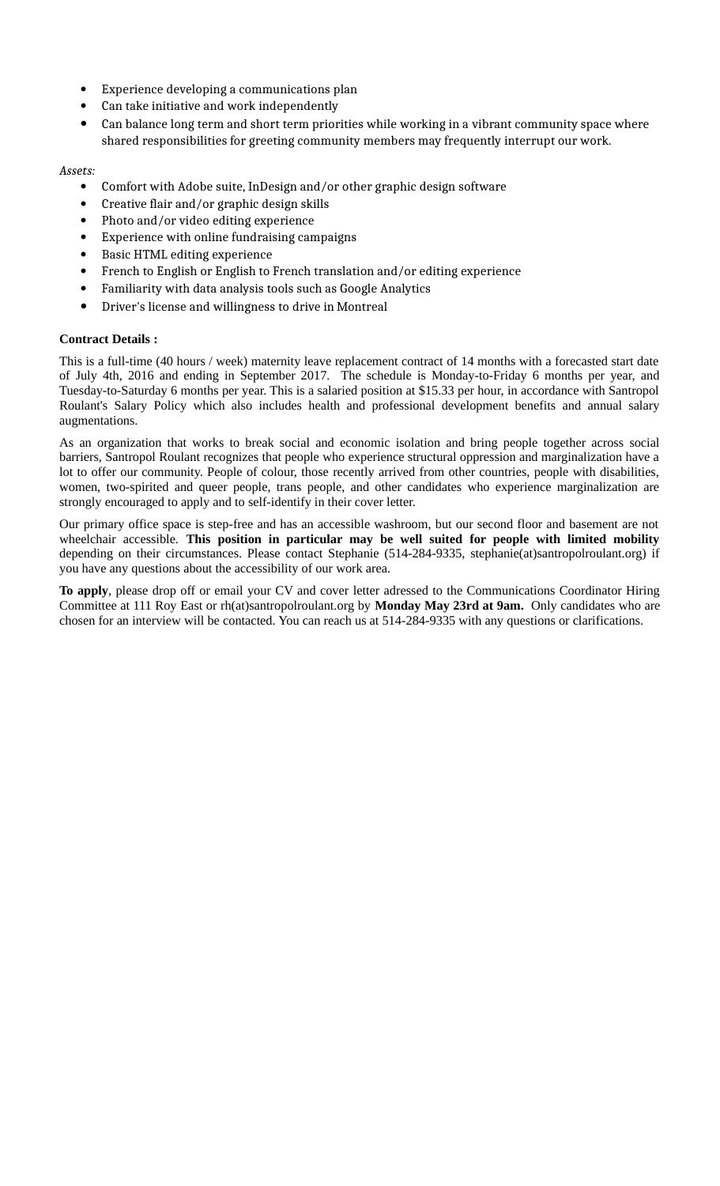- Experience developing a communications plan
- Can take initiative and work independently
- Can balance long term and short term priorities while working in a vibrant community space where shared responsibilities for greeting community members may frequently interrupt our work.

*Assets:*

- Comfort with Adobe suite, InDesign and/or other graphic design software
- Creative flair and/or graphic design skills
- Photo and/or video editing experience
- Experience with online fundraising campaigns
- Basic HTML editing experience
- French to English or English to French translation and/or editing experience
- Familiarity with data analysis tools such as Google Analytics
- Driver's license and willingness to drive in Montreal

**Contract Details :**

This is a full-time (40 hours / week) maternity leave replacement contract of 14 months with a forecasted start date of July 4th, 2016 and ending in September 2017. The schedule is Monday-to-Friday 6 months per year, and Tuesday-to-Saturday 6 months per year. This is a salaried position at $15.33 per hour, in accordance with Santropol Roulant's Salary Policy which also includes health and professional development benefits and annual salary augmentations.

As an organization that works to break social and economic isolation and bring people together across social barriers, Santropol Roulant recognizes that people who experience structural oppression and marginalization have a lot to offer our community. People of colour, those recently arrived from other countries, people with disabilities, women, two-spirited and queer people, trans people, and other candidates who experience marginalization are strongly encouraged to apply and to self-identify in their cover letter.

Our primary office space is step-free and has an accessible washroom, but our second floor and basement are not wheelchair accessible. **This position in particular may be well suited for people with limited mobility** depending on their circumstances. Please contact Stephanie (514-284-9335, stephanie(at)santropolroulant.org) if you have any questions about the accessibility of our work area.

**To apply**, please drop off or email your CV and cover letter adressed to the Communications Coordinator Hiring Committee at 111 Roy East or rh(at)santropolroulant.org by **Monday May 23rd at 9am.** Only candidates who are chosen for an interview will be contacted. You can reach us at 514-284-9335 with any questions or clarifications.